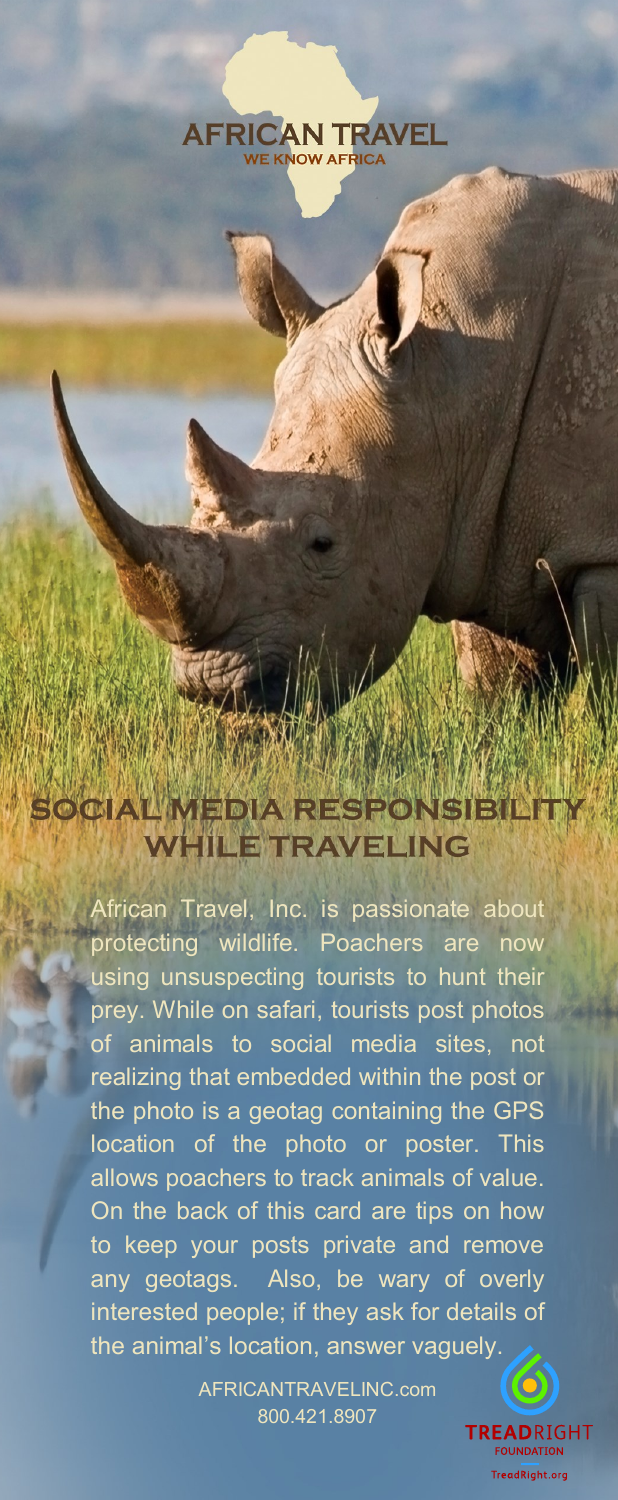AFRICAN TRAVEL

WE KNOW AFRICA

# SOCIAL MEDIA RESPONSIBILITY WHILE TRAVELING

African Travel, Inc. is passionate about protecting wildlife. Poachers are now using unsuspecting tourists to hunt their prey. While on safari, tourists post photos of animals to social media sites, not realizing that embedded within the post or the photo is a geotag containing the GPS location of the photo or poster. This allows poachers to track animals of value. On the back of this card are tips on how to keep your posts private and remove any geotags. Also, be wary of overly interested people; if they ask for details of the animal's location, answer vaguely.

AFRICANTRAVELINC.com
800.421.8907

TREADRIGHT FOUNDATION
TreadRight.org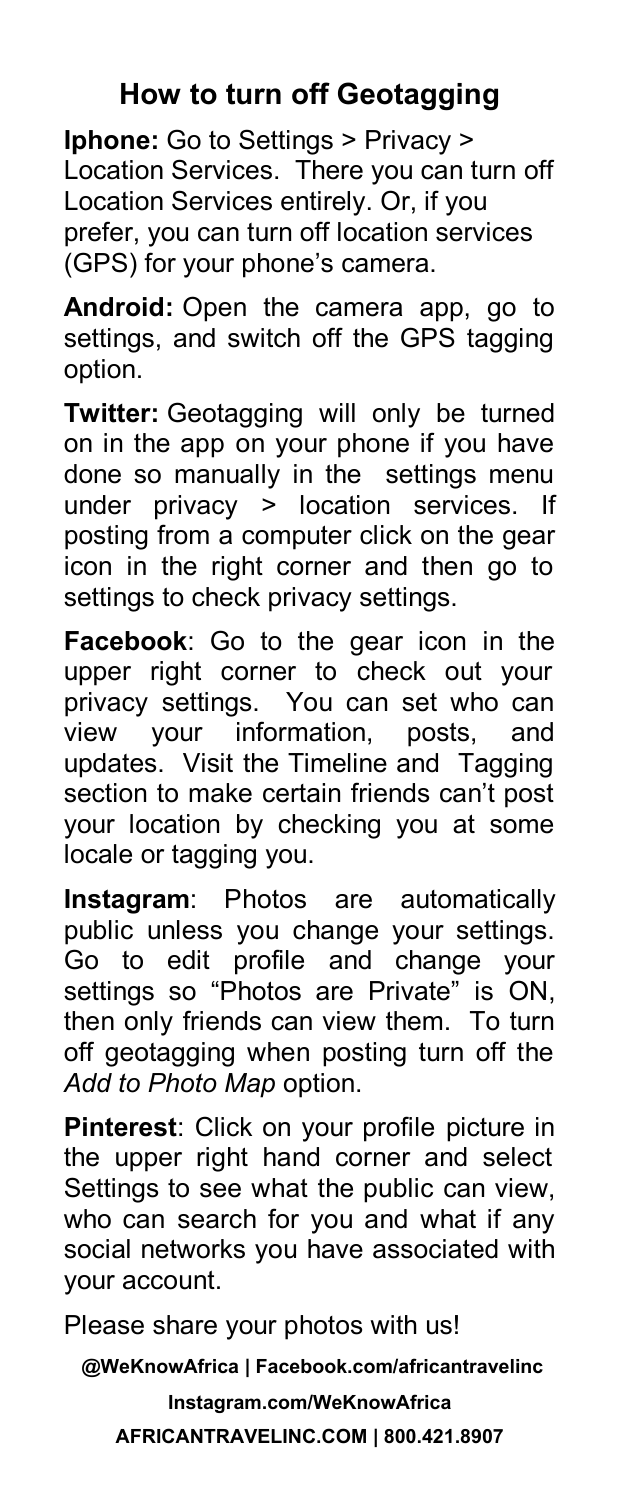## How to turn off Geotagging

**Iphone:** Go to Settings > Privacy > Location Services. There you can turn off Location Services entirely. Or, if you prefer, you can turn off location services (GPS) for your phone's camera.

**Android:** Open the camera app, go to settings, and switch off the GPS tagging option.

**Twitter:** Geotagging will only be turned on in the app on your phone if you have done so manually in the settings menu under privacy > location services. If posting from a computer click on the gear icon in the right corner and then go to settings to check privacy settings.

**Facebook**: Go to the gear icon in the upper right corner to check out your privacy settings. You can set who can view your information, posts, and updates. Visit the Timeline and Tagging section to make certain friends can't post your location by checking you at some locale or tagging you.

**Instagram**: Photos are automatically public unless you change your settings. Go to edit profile and change your settings so "Photos are Private" is ON, then only friends can view them. To turn off geotagging when posting turn off the *Add to Photo Map* option.

**Pinterest**: Click on your profile picture in the upper right hand corner and select Settings to see what the public can view, who can search for you and what if any social networks you have associated with your account.

Please share your photos with us!

**@WeKnowAfrica | Facebook.com/africantravelinc**

**Instagram.com/WeKnowAfrica**

**AFRICANTRAVELINC.COM | 800.421.8907**